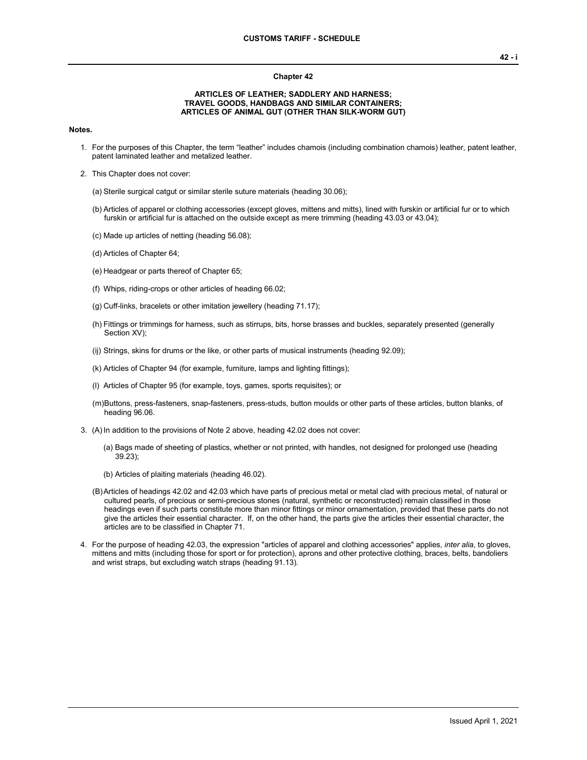# Chapter 42

## ARTICLES OF LEATHER; SADDLERY AND HARNESS; TRAVEL GOODS, HANDBAGS AND SIMILAR CONTAINERS; ARTICLES OF ANIMAL GUT (OTHER THAN SILK-WORM GUT)

**Notes.**

1. For the purposes of this Chapter, the term “leather” includes chamois (including combination chamois) leather, patent leather, patent laminated leather and metalized leather.

2. This Chapter does not cover:

   (a) Sterile surgical catgut or similar sterile suture materials (heading 30.06);

   (b) Articles of apparel or clothing accessories (except gloves, mittens and mitts), lined with furskin or artificial fur or to which furskin or artificial fur is attached on the outside except as mere trimming (heading 43.03 or 43.04);

   (c) Made up articles of netting (heading 56.08);

   (d) Articles of Chapter 64;

   (e) Headgear or parts thereof of Chapter 65;

   (f) Whips, riding-crops or other articles of heading 66.02;

   (g) Cuff-links, bracelets or other imitation jewellery (heading 71.17);

   (h) Fittings or trimmings for harness, such as stirrups, bits, horse brasses and buckles, separately presented (generally Section XV);

   (ij) Strings, skins for drums or the like, or other parts of musical instruments (heading 92.09);

   (k) Articles of Chapter 94 (for example, furniture, lamps and lighting fittings);

   (l) Articles of Chapter 95 (for example, toys, games, sports requisites); or

   (m) Buttons, press-fasteners, snap-fasteners, press-studs, button moulds or other parts of these articles, button blanks, of heading 96.06.

3. (A) In addition to the provisions of Note 2 above, heading 42.02 does not cover:

   (a) Bags made of sheeting of plastics, whether or not printed, with handles, not designed for prolonged use (heading 39.23);

   (b) Articles of plaiting materials (heading 46.02).

   (B) Articles of headings 42.02 and 42.03 which have parts of precious metal or metal clad with precious metal, of natural or cultured pearls, of precious or semi-precious stones (natural, synthetic or reconstructed) remain classified in those headings even if such parts constitute more than minor fittings or minor ornamentation, provided that these parts do not give the articles their essential character. If, on the other hand, the parts give the articles their essential character, the articles are to be classified in Chapter 71.

4. For the purpose of heading 42.03, the expression "articles of apparel and clothing accessories" applies, *inter alia*, to gloves, mittens and mitts (including those for sport or for protection), aprons and other protective clothing, braces, belts, bandoliers and wrist straps, but excluding watch straps (heading 91.13).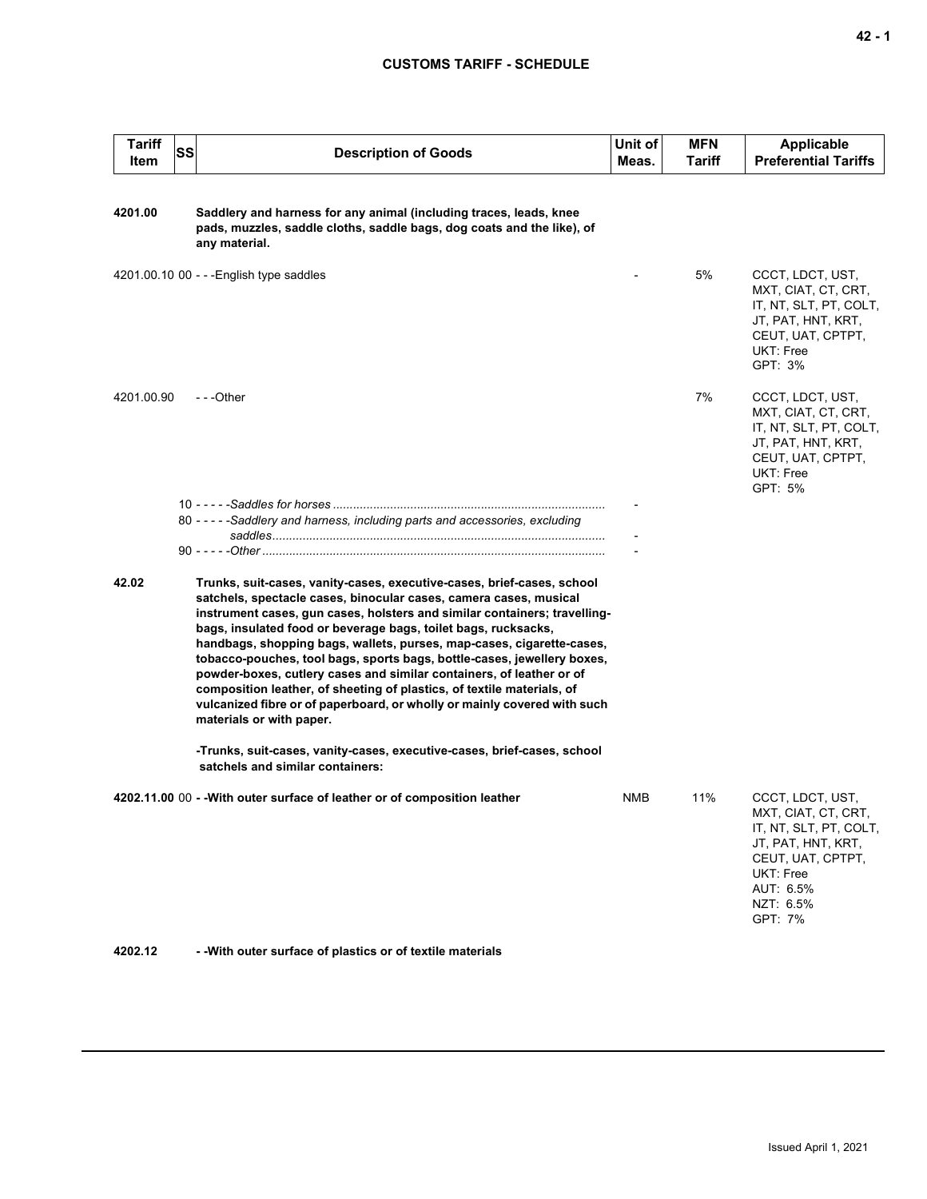| Tariff Item | SS | Description of Goods | Unit of Meas. | MFN Tariff | Applicable Preferential Tariffs |
|---|---|---|---|---|---|
| **4201.00** | | **Saddlery and harness for any animal (including traces, leads, knee pads, muzzles, saddle cloths, saddle bags, dog coats and the like), of any material.** | | | |
| 4201.00.10 | 00 | - - -English type saddles | - | 5% | CCCT, LDCT, UST, MXT, CIAT, CT, CRT, IT, NT, SLT, PT, COLT, JT, PAT, HNT, KRT, CEUT, UAT, CPTPT, UKT: Free<br>GPT: 3% |
| 4201.00.90 | | - - -Other | | 7% | CCCT, LDCT, UST, MXT, CIAT, CT, CRT, IT, NT, SLT, PT, COLT, JT, PAT, HNT, KRT, CEUT, UAT, CPTPT, UKT: Free<br>GPT: 5% |
| | 10 | - - - - -*Saddles for horses* | - | | |
| | 80 | - - - - -*Saddlery and harness, including parts and accessories, excluding saddles* | - | | |
| | 90 | - - - - -*Other* | - | | |
| **42.02** | | **Trunks, suit-cases, vanity-cases, executive-cases, brief-cases, school satchels, spectacle cases, binocular cases, camera cases, musical instrument cases, gun cases, holsters and similar containers; travelling-bags, insulated food or beverage bags, toilet bags, rucksacks, handbags, shopping bags, wallets, purses, map-cases, cigarette-cases, tobacco-pouches, tool bags, sports bags, bottle-cases, jewellery boxes, powder-boxes, cutlery cases and similar containers, of leather or of composition leather, of sheeting of plastics, of textile materials, of vulcanized fibre or of paperboard, or wholly or mainly covered with such materials or with paper.** | | | |
| | | **-Trunks, suit-cases, vanity-cases, executive-cases, brief-cases, school satchels and similar containers:** | | | |
| **4202.11.00** | 00 | **- -With outer surface of leather or of composition leather** | NMB | 11% | CCCT, LDCT, UST, MXT, CIAT, CT, CRT, IT, NT, SLT, PT, COLT, JT, PAT, HNT, KRT, CEUT, UAT, CPTPT, UKT: Free<br>AUT: 6.5%<br>NZT: 6.5%<br>GPT: 7% |
| **4202.12** | | **- -With outer surface of plastics or of textile materials** | | | |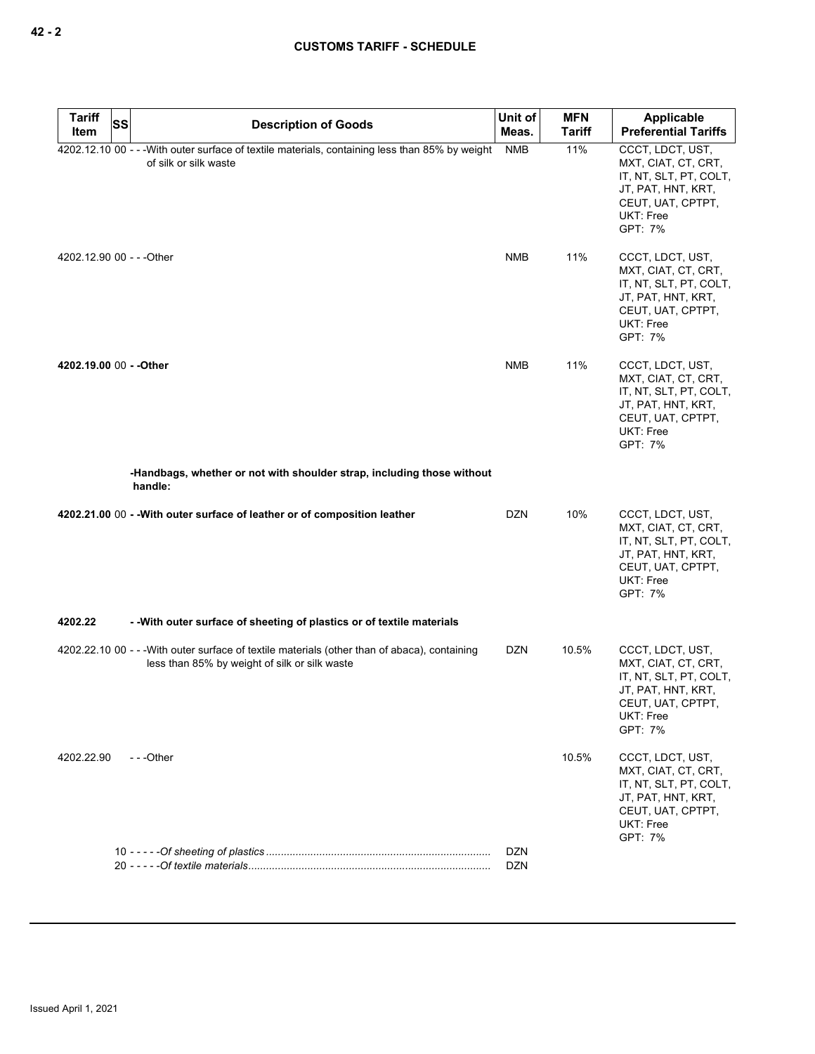| Tariff Item | SS | Description of Goods | Unit of Meas. | MFN Tariff | Applicable Preferential Tariffs |
|---|---|---|---|---|---|
| 4202.12.10 | 00 | - - -With outer surface of textile materials, containing less than 85% by weight of silk or silk waste | NMB | 11% | CCCT, LDCT, UST, MXT, CIAT, CT, CRT, IT, NT, SLT, PT, COLT, JT, PAT, HNT, KRT, CEUT, UAT, CPTPT, UKT: Free<br>GPT: 7% |
| 4202.12.90 | 00 | - - -Other | NMB | 11% | CCCT, LDCT, UST, MXT, CIAT, CT, CRT, IT, NT, SLT, PT, COLT, JT, PAT, HNT, KRT, CEUT, UAT, CPTPT, UKT: Free<br>GPT: 7% |
| **4202.19.00** | 00 | **- -Other** | NMB | 11% | CCCT, LDCT, UST, MXT, CIAT, CT, CRT, IT, NT, SLT, PT, COLT, JT, PAT, HNT, KRT, CEUT, UAT, CPTPT, UKT: Free<br>GPT: 7% |
| | | **-Handbags, whether or not with shoulder strap, including those without handle:** | | | |
| **4202.21.00** | 00 | **- -With outer surface of leather or of composition leather** | DZN | 10% | CCCT, LDCT, UST, MXT, CIAT, CT, CRT, IT, NT, SLT, PT, COLT, JT, PAT, HNT, KRT, CEUT, UAT, CPTPT, UKT: Free<br>GPT: 7% |
| **4202.22** | | **- -With outer surface of sheeting of plastics or of textile materials** | | | |
| 4202.22.10 | 00 | - - -With outer surface of textile materials (other than of abaca), containing less than 85% by weight of silk or silk waste | DZN | 10.5% | CCCT, LDCT, UST, MXT, CIAT, CT, CRT, IT, NT, SLT, PT, COLT, JT, PAT, HNT, KRT, CEUT, UAT, CPTPT, UKT: Free<br>GPT: 7% |
| 4202.22.90 | | - - -Other | | 10.5% | CCCT, LDCT, UST, MXT, CIAT, CT, CRT, IT, NT, SLT, PT, COLT, JT, PAT, HNT, KRT, CEUT, UAT, CPTPT, UKT: Free<br>GPT: 7% |
| | 10 | - - - - -*Of sheeting of plastics* | DZN | | |
| | 20 | - - - - -*Of textile materials* | DZN | | |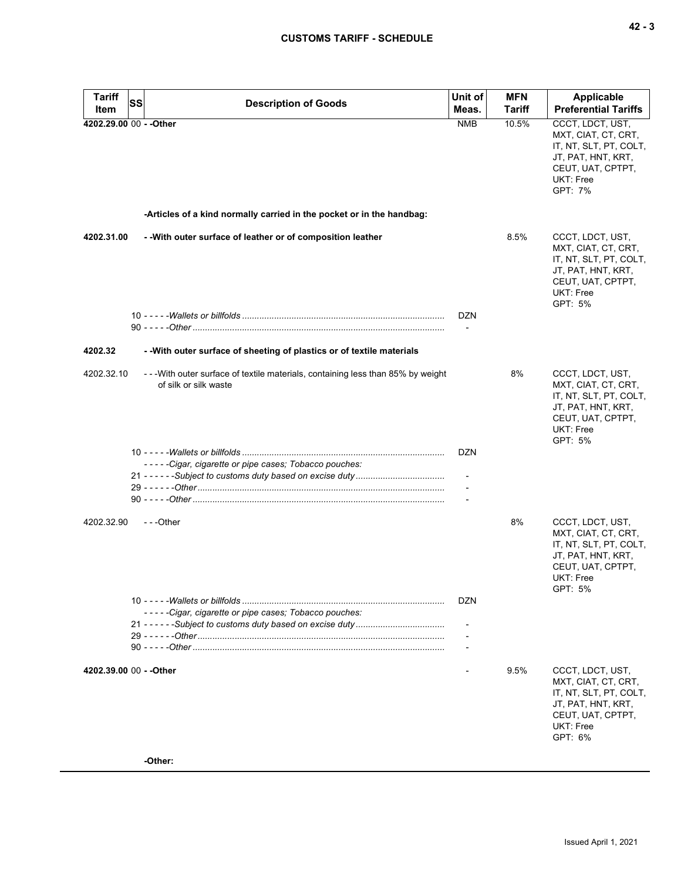| Tariff Item | SS | Description of Goods | Unit of Meas. | MFN Tariff | Applicable Preferential Tariffs |
|---|---|---|---|---|---|
| **4202.29.00** | 00 | **- -Other** | NMB | 10.5% | CCCT, LDCT, UST, MXT, CIAT, CT, CRT, IT, NT, SLT, PT, COLT, JT, PAT, HNT, KRT, CEUT, UAT, CPTPT, UKT: Free<br>GPT: 7% |
| | | **-Articles of a kind normally carried in the pocket or in the handbag:** | | | |
| **4202.31.00** | | **- -With outer surface of leather or of composition leather** | | 8.5% | CCCT, LDCT, UST, MXT, CIAT, CT, CRT, IT, NT, SLT, PT, COLT, JT, PAT, HNT, KRT, CEUT, UAT, CPTPT, UKT: Free<br>GPT: 5% |
| | 10 | - - - - -*Wallets or billfolds* | DZN | | |
| | 90 | - - - - -*Other* | - | | |
| **4202.32** | | **- -With outer surface of sheeting of plastics or of textile materials** | | | |
| 4202.32.10 | | - - -With outer surface of textile materials, containing less than 85% by weight of silk or silk waste | | 8% | CCCT, LDCT, UST, MXT, CIAT, CT, CRT, IT, NT, SLT, PT, COLT, JT, PAT, HNT, KRT, CEUT, UAT, CPTPT, UKT: Free<br>GPT: 5% |
| | 10 | - - - - -*Wallets or billfolds* | DZN | | |
| | | - - - - -*Cigar, cigarette or pipe cases; Tobacco pouches:* | | | |
| | 21 | - - - - - -*Subject to customs duty based on excise duty* | - | | |
| | 29 | - - - - - -*Other* | - | | |
| | 90 | - - - - -*Other* | - | | |
| 4202.32.90 | | - - -Other | | 8% | CCCT, LDCT, UST, MXT, CIAT, CT, CRT, IT, NT, SLT, PT, COLT, JT, PAT, HNT, KRT, CEUT, UAT, CPTPT, UKT: Free<br>GPT: 5% |
| | 10 | - - - - -*Wallets or billfolds* | DZN | | |
| | | - - - - -*Cigar, cigarette or pipe cases; Tobacco pouches:* | | | |
| | 21 | - - - - - -*Subject to customs duty based on excise duty* | - | | |
| | 29 | - - - - - -*Other* | - | | |
| | 90 | - - - - -*Other* | - | | |
| **4202.39.00** | 00 | **- -Other** | - | 9.5% | CCCT, LDCT, UST, MXT, CIAT, CT, CRT, IT, NT, SLT, PT, COLT, JT, PAT, HNT, KRT, CEUT, UAT, CPTPT, UKT: Free<br>GPT: 6% |
| | | **-Other:** | | | |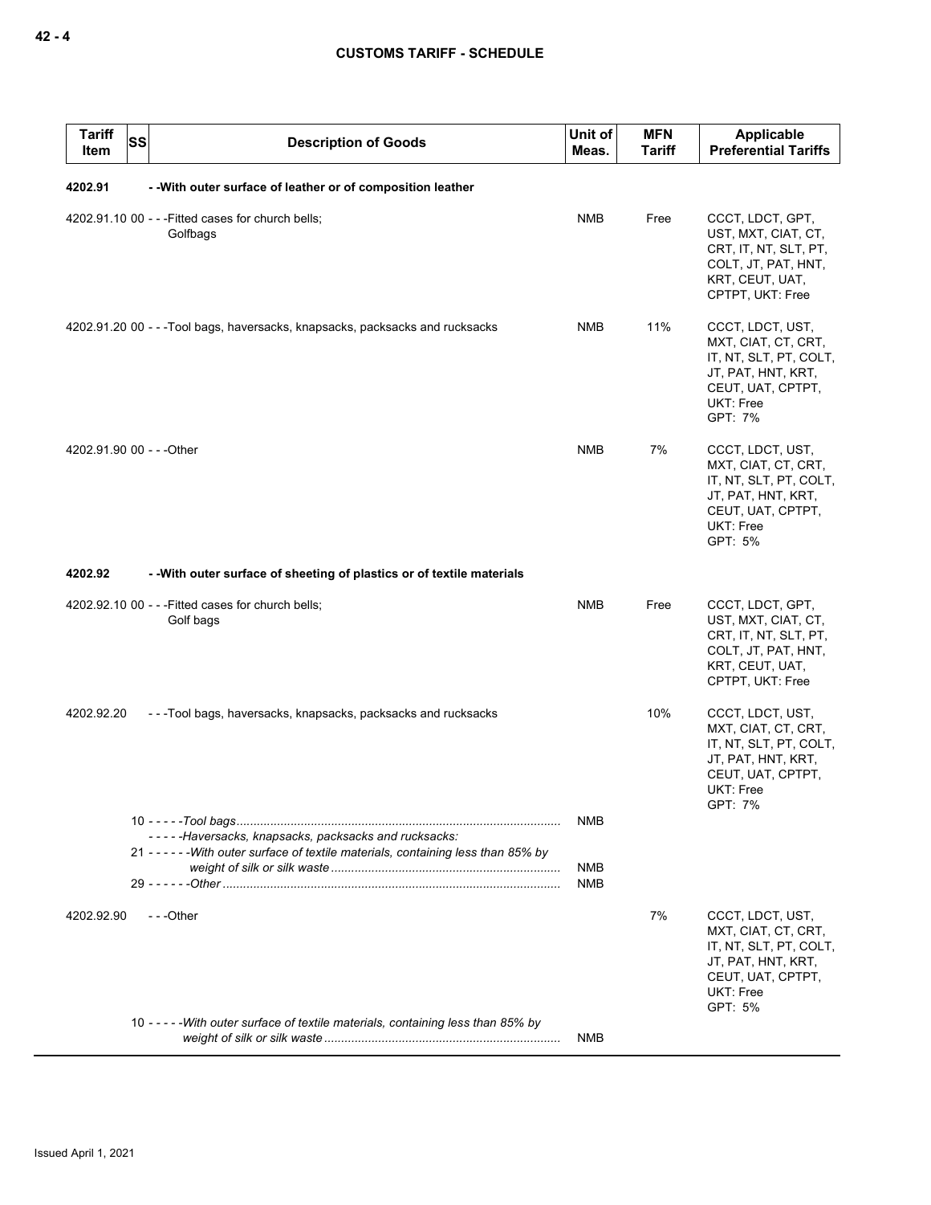| Tariff Item | SS | Description of Goods | Unit of Meas. | MFN Tariff | Applicable Preferential Tariffs |
|---|---|---|---|---|---|
| 4202.91 | | - -With outer surface of leather or of composition leather | | | |
| 4202.91.10 | 00 | - - -Fitted cases for church bells;<br>Golfbags | NMB | Free | CCCT, LDCT, GPT, UST, MXT, CIAT, CT, CRT, IT, NT, SLT, PT, COLT, JT, PAT, HNT, KRT, CEUT, UAT, CPTPT, UKT: Free |
| 4202.91.20 | 00 | - - -Tool bags, haversacks, knapsacks, packsacks and rucksacks | NMB | 11% | CCCT, LDCT, UST, MXT, CIAT, CT, CRT, IT, NT, SLT, PT, COLT, JT, PAT, HNT, KRT, CEUT, UAT, CPTPT, UKT: Free<br>GPT: 7% |
| 4202.91.90 | 00 | - - -Other | NMB | 7% | CCCT, LDCT, UST, MXT, CIAT, CT, CRT, IT, NT, SLT, PT, COLT, JT, PAT, HNT, KRT, CEUT, UAT, CPTPT, UKT: Free<br>GPT: 5% |
| 4202.92 | | - -With outer surface of sheeting of plastics or of textile materials | | | |
| 4202.92.10 | 00 | - - -Fitted cases for church bells;<br>Golf bags | NMB | Free | CCCT, LDCT, GPT, UST, MXT, CIAT, CT, CRT, IT, NT, SLT, PT, COLT, JT, PAT, HNT, KRT, CEUT, UAT, CPTPT, UKT: Free |
| 4202.92.20 | | - - -Tool bags, haversacks, knapsacks, packsacks and rucksacks | | 10% | CCCT, LDCT, UST, MXT, CIAT, CT, CRT, IT, NT, SLT, PT, COLT, JT, PAT, HNT, KRT, CEUT, UAT, CPTPT, UKT: Free<br>GPT: 7% |
| | 10 | - - - - -*Tool bags* | NMB | | |
| | | - - - - -*Haversacks, knapsacks, packsacks and rucksacks:* | | | |
| | 21 | - - - - - -*With outer surface of textile materials, containing less than 85% by weight of silk or silk waste* | NMB | | |
| | 29 | - - - - - -*Other* | NMB | | |
| 4202.92.90 | | - - -Other | | 7% | CCCT, LDCT, UST, MXT, CIAT, CT, CRT, IT, NT, SLT, PT, COLT, JT, PAT, HNT, KRT, CEUT, UAT, CPTPT, UKT: Free<br>GPT: 5% |
| | 10 | - - - - -*With outer surface of textile materials, containing less than 85% by weight of silk or silk waste* | NMB | | |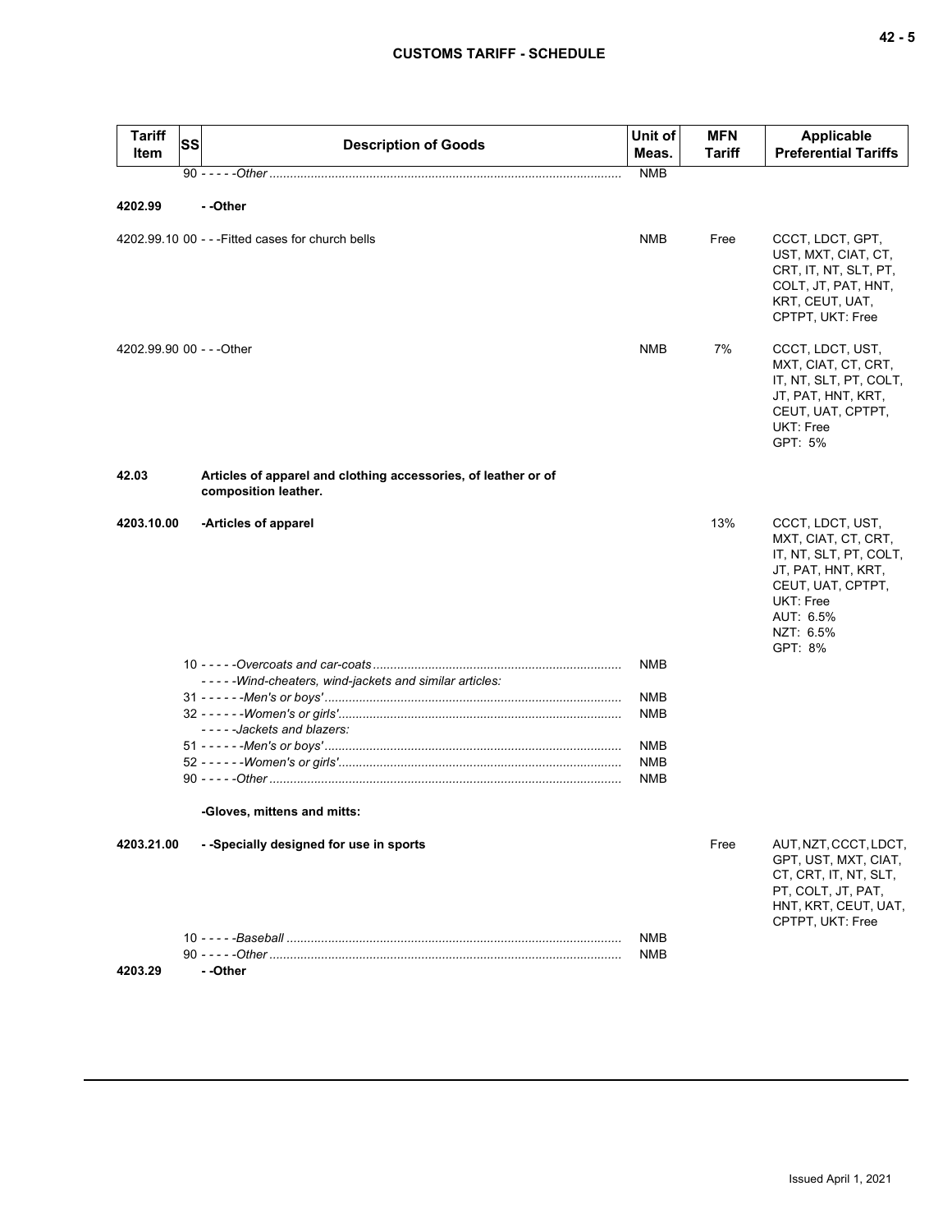| Tariff Item | SS | Description of Goods | Unit of Meas. | MFN Tariff | Applicable Preferential Tariffs |
|---|---|---|---|---|---|
| | | 90 - - - - -*Other* | NMB | | |
| **4202.99** | | **- -Other** | | | |
| 4202.99.10 | 00 | - - -Fitted cases for church bells | NMB | Free | CCCT, LDCT, GPT, UST, MXT, CIAT, CT, CRT, IT, NT, SLT, PT, COLT, JT, PAT, HNT, KRT, CEUT, UAT, CPTPT, UKT: Free |
| 4202.99.90 | 00 | - - -Other | NMB | 7% | CCCT, LDCT, UST, MXT, CIAT, CT, CRT, IT, NT, SLT, PT, COLT, JT, PAT, HNT, KRT, CEUT, UAT, CPTPT, UKT: Free<br>GPT: 5% |
| **42.03** | | **Articles of apparel and clothing accessories, of leather or of composition leather.** | | | |
| **4203.10.00** | | **-Articles of apparel** | | 13% | CCCT, LDCT, UST, MXT, CIAT, CT, CRT, IT, NT, SLT, PT, COLT, JT, PAT, HNT, KRT, CEUT, UAT, CPTPT, UKT: Free<br>AUT: 6.5%<br>NZT: 6.5%<br>GPT: 8% |
| | | 10 - - - - -*Overcoats and car-coats* | NMB | | |
| | | - - - - -*Wind-cheaters, wind-jackets and similar articles:* | | | |
| | | 31 - - - - - -*Men's or boys'* | NMB | | |
| | | 32 - - - - - -*Women's or girls'* | NMB | | |
| | | - - - - -*Jackets and blazers:* | | | |
| | | 51 - - - - - -*Men's or boys'* | NMB | | |
| | | 52 - - - - - -*Women's or girls'* | NMB | | |
| | | 90 - - - - -*Other* | NMB | | |
| | | **-Gloves, mittens and mitts:** | | | |
| **4203.21.00** | | **- -Specially designed for use in sports** | | Free | AUT, NZT, CCCT, LDCT, GPT, UST, MXT, CIAT, CT, CRT, IT, NT, SLT, PT, COLT, JT, PAT, HNT, KRT, CEUT, UAT, CPTPT, UKT: Free |
| | | 10 - - - - -*Baseball* | NMB | | |
| | | 90 - - - - -*Other* | NMB | | |
| **4203.29** | | **- -Other** | | | |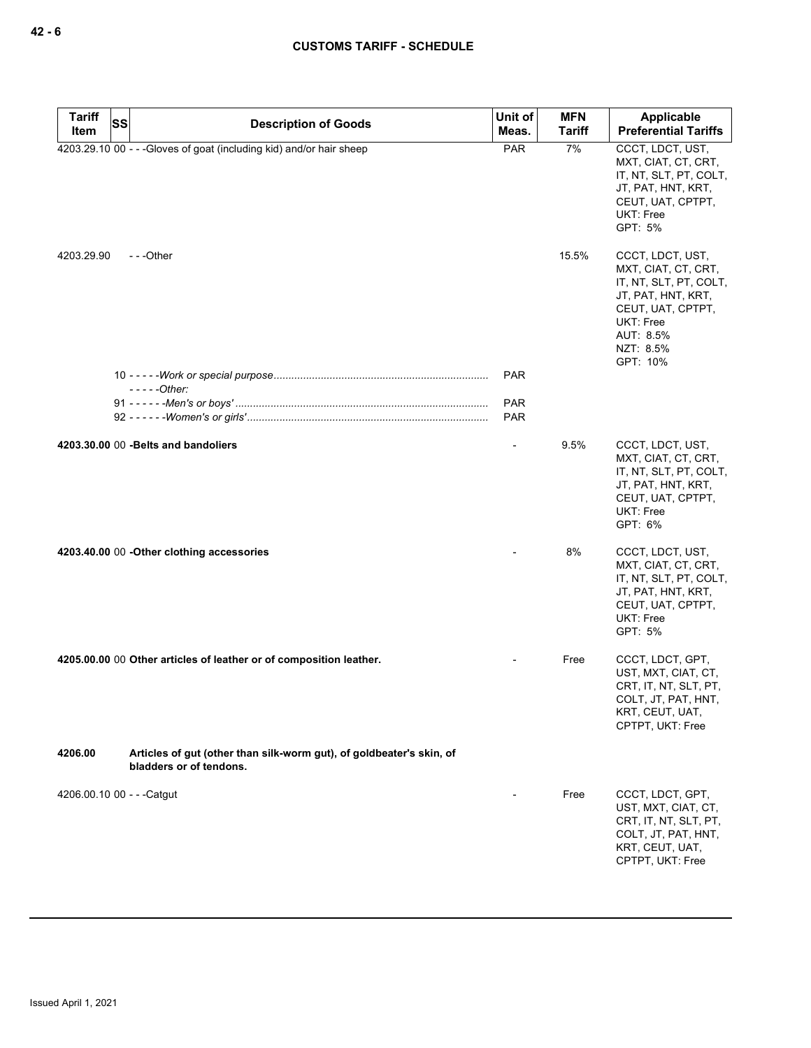| Tariff Item | SS | Description of Goods | Unit of Meas. | MFN Tariff | Applicable Preferential Tariffs |
|---|---|---|---|---|---|
| 4203.29.10 | 00 | - - -Gloves of goat (including kid) and/or hair sheep | PAR | 7% | CCCT, LDCT, UST, MXT, CIAT, CT, CRT, IT, NT, SLT, PT, COLT, JT, PAT, HNT, KRT, CEUT, UAT, CPTPT, UKT: Free<br>GPT: 5% |
| 4203.29.90 | | - - -Other | | 15.5% | CCCT, LDCT, UST, MXT, CIAT, CT, CRT, IT, NT, SLT, PT, COLT, JT, PAT, HNT, KRT, CEUT, UAT, CPTPT, UKT: Free<br>AUT: 8.5%<br>NZT: 8.5%<br>GPT: 10% |
| | 10 | - - - - -*Work or special purpose* | PAR | | |
| | | - - - - -*Other:* | | | |
| | 91 | - - - - - -*Men's or boys'* | PAR | | |
| | 92 | - - - - - -*Women's or girls'* | PAR | | |
| **4203.30.00** | 00 | **-Belts and bandoliers** | - | 9.5% | CCCT, LDCT, UST, MXT, CIAT, CT, CRT, IT, NT, SLT, PT, COLT, JT, PAT, HNT, KRT, CEUT, UAT, CPTPT, UKT: Free<br>GPT: 6% |
| **4203.40.00** | 00 | **-Other clothing accessories** | - | 8% | CCCT, LDCT, UST, MXT, CIAT, CT, CRT, IT, NT, SLT, PT, COLT, JT, PAT, HNT, KRT, CEUT, UAT, CPTPT, UKT: Free<br>GPT: 5% |
| **4205.00.00** | 00 | **Other articles of leather or of composition leather.** | - | Free | CCCT, LDCT, GPT, UST, MXT, CIAT, CT, CRT, IT, NT, SLT, PT, COLT, JT, PAT, HNT, KRT, CEUT, UAT, CPTPT, UKT: Free |
| **4206.00** | | **Articles of gut (other than silk-worm gut), of goldbeater's skin, of bladders or of tendons.** | | | |
| 4206.00.10 | 00 | - - -Catgut | - | Free | CCCT, LDCT, GPT, UST, MXT, CIAT, CT, CRT, IT, NT, SLT, PT, COLT, JT, PAT, HNT, KRT, CEUT, UAT, CPTPT, UKT: Free |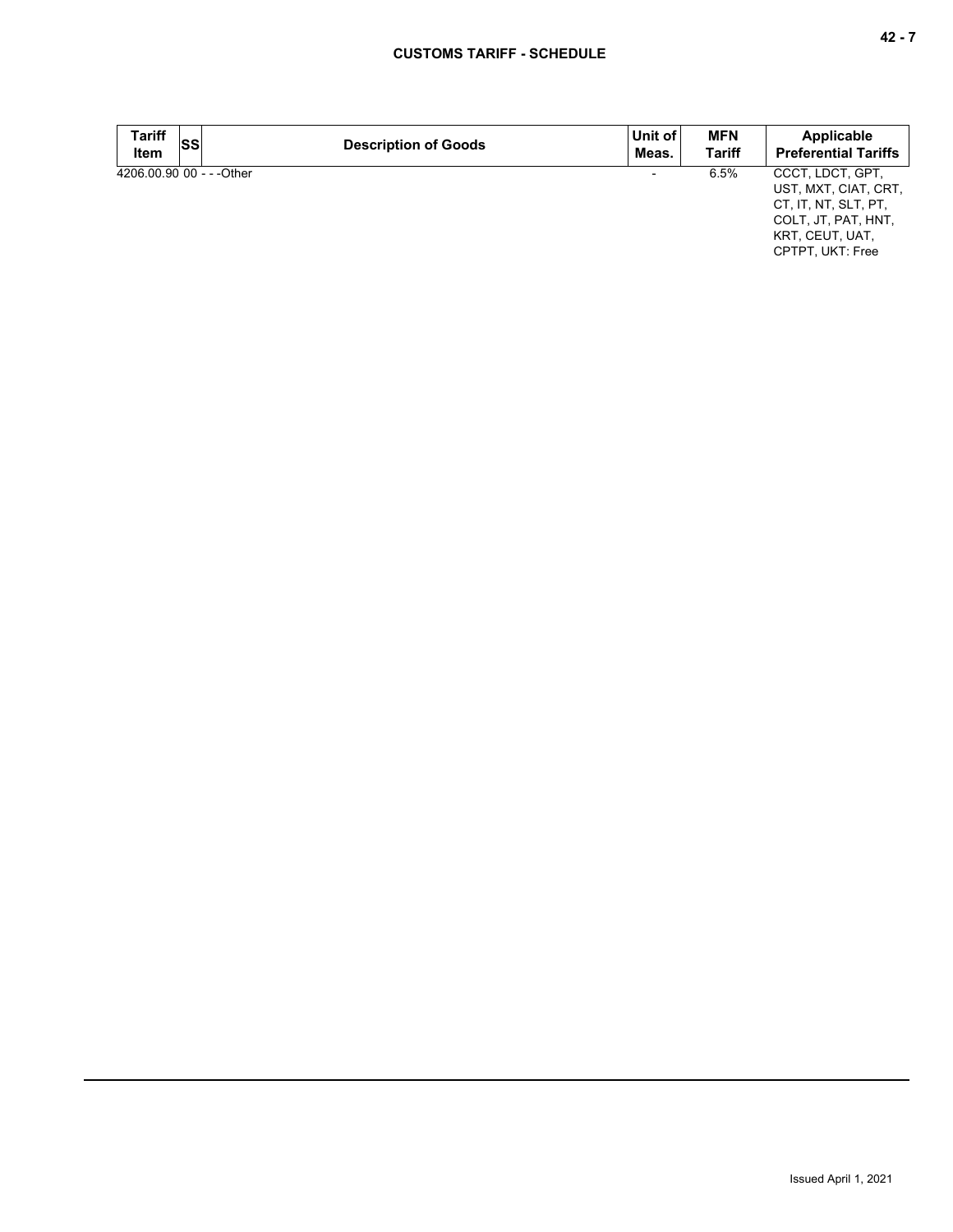| Tariff Item | SS | Description of Goods | Unit of Meas. | MFN Tariff | Applicable Preferential Tariffs |
|---|---|---|---|---|---|
| 4206.00.90 | 00 | - - -Other | - | 6.5% | CCCT, LDCT, GPT, UST, MXT, CIAT, CRT, CT, IT, NT, SLT, PT, COLT, JT, PAT, HNT, KRT, CEUT, UAT, CPTPT, UKT: Free |

Issued April 1, 2021